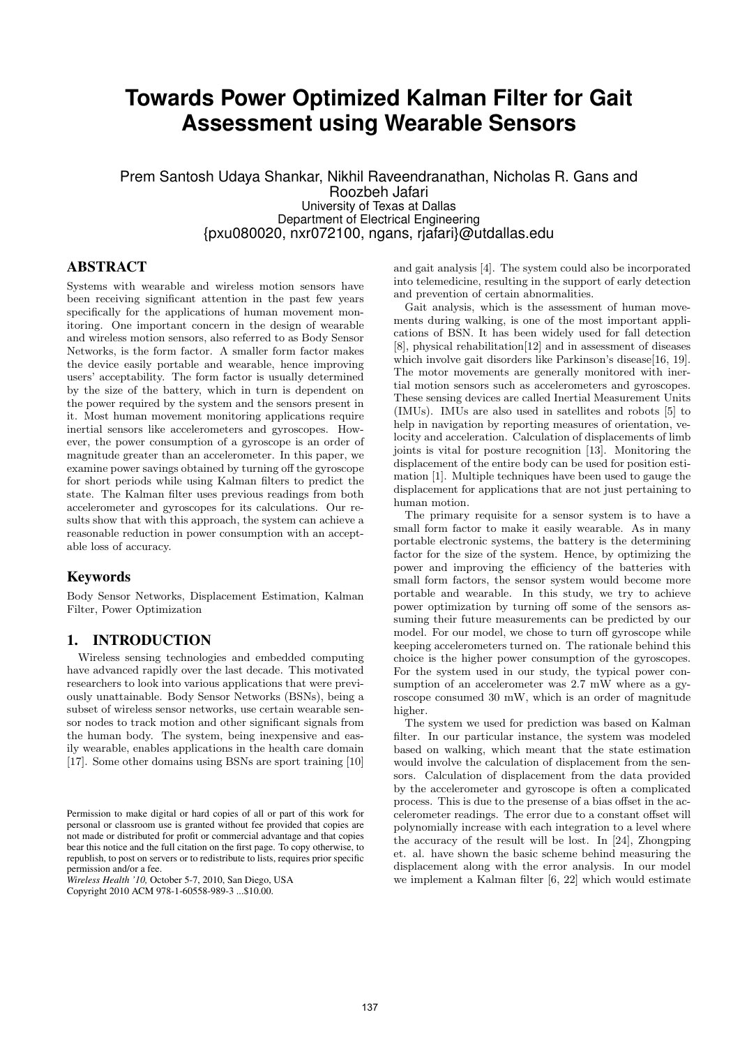# Towards Power Optimized Kalman Filter for Gait Assessment using Wearable Sensors

Prem Santosh Udaya Shankar, Nikhil Raveendranathan, Nicholas R. Gans and Roozbeh Jafari
University of Texas at Dallas
Department of Electrical Engineering
{pxu080020, nxr072100, ngans, rjafari}@utdallas.edu

## ABSTRACT

Systems with wearable and wireless motion sensors have been receiving significant attention in the past few years specifically for the applications of human movement monitoring. One important concern in the design of wearable and wireless motion sensors, also referred to as Body Sensor Networks, is the form factor. A smaller form factor makes the device easily portable and wearable, hence improving users' acceptability. The form factor is usually determined by the size of the battery, which in turn is dependent on the power required by the system and the sensors present in it. Most human movement monitoring applications require inertial sensors like accelerometers and gyroscopes. However, the power consumption of a gyroscope is an order of magnitude greater than an accelerometer. In this paper, we examine power savings obtained by turning off the gyroscope for short periods while using Kalman filters to predict the state. The Kalman filter uses previous readings from both accelerometer and gyroscopes for its calculations. Our results show that with this approach, the system can achieve a reasonable reduction in power consumption with an acceptable loss of accuracy.

## Keywords

Body Sensor Networks, Displacement Estimation, Kalman Filter, Power Optimization

## 1. INTRODUCTION

Wireless sensing technologies and embedded computing have advanced rapidly over the last decade. This motivated researchers to look into various applications that were previously unattainable. Body Sensor Networks (BSNs), being a subset of wireless sensor networks, use certain wearable sensor nodes to track motion and other significant signals from the human body. The system, being inexpensive and easily wearable, enables applications in the health care domain [17]. Some other domains using BSNs are sport training [10] and gait analysis [4]. The system could also be incorporated into telemedicine, resulting in the support of early detection and prevention of certain abnormalities.

Gait analysis, which is the assessment of human movements during walking, is one of the most important applications of BSN. It has been widely used for fall detection [8], physical rehabilitation[12] and in assessment of diseases which involve gait disorders like Parkinson's disease[16, 19]. The motor movements are generally monitored with inertial motion sensors such as accelerometers and gyroscopes. These sensing devices are called Inertial Measurement Units (IMUs). IMUs are also used in satellites and robots [5] to help in navigation by reporting measures of orientation, velocity and acceleration. Calculation of displacements of limb joints is vital for posture recognition [13]. Monitoring the displacement of the entire body can be used for position estimation [1]. Multiple techniques have been used to gauge the displacement for applications that are not just pertaining to human motion.

The primary requisite for a sensor system is to have a small form factor to make it easily wearable. As in many portable electronic systems, the battery is the determining factor for the size of the system. Hence, by optimizing the power and improving the efficiency of the batteries with small form factors, the sensor system would become more portable and wearable. In this study, we try to achieve power optimization by turning off some of the sensors assuming their future measurements can be predicted by our model. For our model, we chose to turn off gyroscope while keeping accelerometers turned on. The rationale behind this choice is the higher power consumption of the gyroscopes. For the system used in our study, the typical power consumption of an accelerometer was 2.7 mW where as a gyroscope consumed 30 mW, which is an order of magnitude higher.

The system we used for prediction was based on Kalman filter. In our particular instance, the system was modeled based on walking, which meant that the state estimation would involve the calculation of displacement from the sensors. Calculation of displacement from the data provided by the accelerometer and gyroscope is often a complicated process. This is due to the presense of a bias offset in the accelerometer readings. The error due to a constant offset will polynomially increase with each integration to a level where the accuracy of the result will be lost. In [24], Zhongping et. al. have shown the basic scheme behind measuring the displacement along with the error analysis. In our model we implement a Kalman filter [6, 22] which would estimate

Permission to make digital or hard copies of all or part of this work for personal or classroom use is granted without fee provided that copies are not made or distributed for profit or commercial advantage and that copies bear this notice and the full citation on the first page. To copy otherwise, to republish, to post on servers or to redistribute to lists, requires prior specific permission and/or a fee.
*Wireless Health '10*, October 5-7, 2010, San Diego, USA
Copyright 2010 ACM 978-1-60558-989-3 ...$10.00.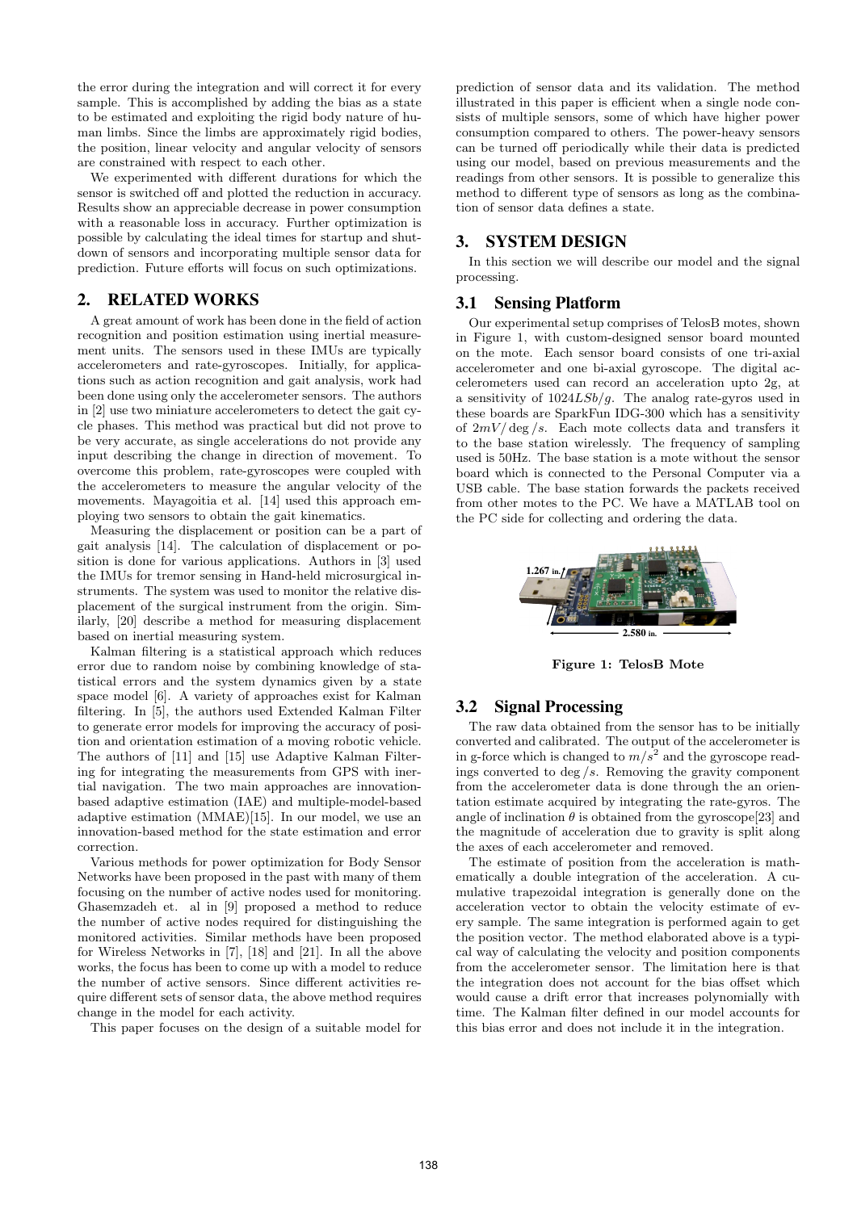the error during the integration and will correct it for every sample. This is accomplished by adding the bias as a state to be estimated and exploiting the rigid body nature of human limbs. Since the limbs are approximately rigid bodies, the position, linear velocity and angular velocity of sensors are constrained with respect to each other.

We experimented with different durations for which the sensor is switched off and plotted the reduction in accuracy. Results show an appreciable decrease in power consumption with a reasonable loss in accuracy. Further optimization is possible by calculating the ideal times for startup and shutdown of sensors and incorporating multiple sensor data for prediction. Future efforts will focus on such optimizations.

## 2. RELATED WORKS

A great amount of work has been done in the field of action recognition and position estimation using inertial measurement units. The sensors used in these IMUs are typically accelerometers and rate-gyroscopes. Initially, for applications such as action recognition and gait analysis, work had been done using only the accelerometer sensors. The authors in [2] use two miniature accelerometers to detect the gait cycle phases. This method was practical but did not prove to be very accurate, as single accelerations do not provide any input describing the change in direction of movement. To overcome this problem, rate-gyroscopes were coupled with the accelerometers to measure the angular velocity of the movements. Mayagoitia et al. [14] used this approach employing two sensors to obtain the gait kinematics.

Measuring the displacement or position can be a part of gait analysis [14]. The calculation of displacement or position is done for various applications. Authors in [3] used the IMUs for tremor sensing in Hand-held microsurgical instruments. The system was used to monitor the relative displacement of the surgical instrument from the origin. Similarly, [20] describe a method for measuring displacement based on inertial measuring system.

Kalman filtering is a statistical approach which reduces error due to random noise by combining knowledge of statistical errors and the system dynamics given by a state space model [6]. A variety of approaches exist for Kalman filtering. In [5], the authors used Extended Kalman Filter to generate error models for improving the accuracy of position and orientation estimation of a moving robotic vehicle. The authors of [11] and [15] use Adaptive Kalman Filtering for integrating the measurements from GPS with inertial navigation. The two main approaches are innovation-based adaptive estimation (IAE) and multiple-model-based adaptive estimation (MMAE)[15]. In our model, we use an innovation-based method for the state estimation and error correction.

Various methods for power optimization for Body Sensor Networks have been proposed in the past with many of them focusing on the number of active nodes used for monitoring. Ghasemzadeh et. al in [9] proposed a method to reduce the number of active nodes required for distinguishing the monitored activities. Similar methods have been proposed for Wireless Networks in [7], [18] and [21]. In all the above works, the focus has been to come up with a model to reduce the number of active sensors. Since different activities require different sets of sensor data, the above method requires change in the model for each activity.

This paper focuses on the design of a suitable model for prediction of sensor data and its validation. The method illustrated in this paper is efficient when a single node consists of multiple sensors, some of which have higher power consumption compared to others. The power-heavy sensors can be turned off periodically while their data is predicted using our model, based on previous measurements and the readings from other sensors. It is possible to generalize this method to different type of sensors as long as the combination of sensor data defines a state.

## 3. SYSTEM DESIGN

In this section we will describe our model and the signal processing.

### 3.1 Sensing Platform

Our experimental setup comprises of TelosB motes, shown in Figure 1, with custom-designed sensor board mounted on the mote. Each sensor board consists of one tri-axial accelerometer and one bi-axial gyroscope. The digital accelerometers used can record an acceleration upto 2g, at a sensitivity of $1024LSb/g$. The analog rate-gyros used in these boards are SparkFun IDG-300 which has a sensitivity of $2mV/\deg/s$. Each mote collects data and transfers it to the base station wirelessly. The frequency of sampling used is 50Hz. The base station is a mote without the sensor board which is connected to the Personal Computer via a USB cable. The base station forwards the packets received from other motes to the PC. We have a MATLAB tool on the PC side for collecting and ordering the data.

**Figure 1: TelosB Mote**

### 3.2 Signal Processing

The raw data obtained from the sensor has to be initially converted and calibrated. The output of the accelerometer is in g-force which is changed to $m/s^2$ and the gyroscope readings converted to $\deg/s$. Removing the gravity component from the accelerometer data is done through the an orientation estimate acquired by integrating the rate-gyros. The angle of inclination $\theta$ is obtained from the gyroscope[23] and the magnitude of acceleration due to gravity is split along the axes of each accelerometer and removed.

The estimate of position from the acceleration is mathematically a double integration of the acceleration. A cumulative trapezoidal integration is generally done on the acceleration vector to obtain the velocity estimate of every sample. The same integration is performed again to get the position vector. The method elaborated above is a typical way of calculating the velocity and position components from the accelerometer sensor. The limitation here is that the integration does not account for the bias offset which would cause a drift error that increases polynomially with time. The Kalman filter defined in our model accounts for this bias error and does not include it in the integration.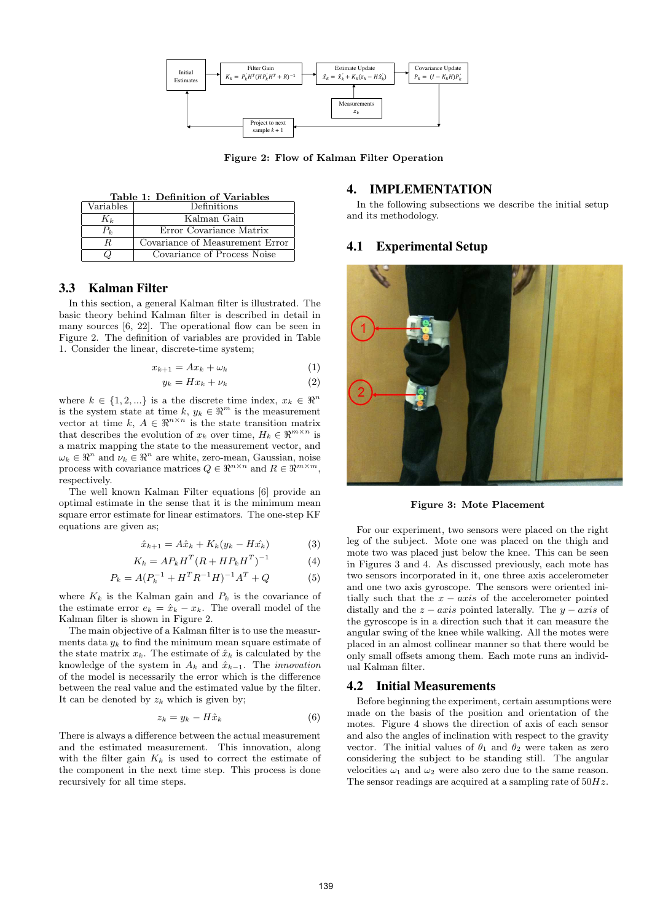Figure 2: Flow of Kalman Filter Operation

Table 1: Definition of Variables

| Variables | Definitions |
|---|---|
| $K_k$ | Kalman Gain |
| $P_k$ | Error Covariance Matrix |
| $R$ | Covariance of Measurement Error |
| $Q$ | Covariance of Process Noise |

## 3.3 Kalman Filter

In this section, a general Kalman filter is illustrated. The basic theory behind Kalman filter is described in detail in many sources [6, 22]. The operational flow can be seen in Figure 2. The definition of variables are provided in Table 1. Consider the linear, discrete-time system;

$$x_{k+1} = Ax_k + \omega_k \tag{1}$$

$$y_k = Hx_k + \nu_k \tag{2}$$

where $k \in \{1, 2, ...\}$ is a the discrete time index, $x_k \in \Re^n$ is the system state at time $k$, $y_k \in \Re^m$ is the measurement vector at time $k$, $A \in \Re^{n \times n}$ is the state transition matrix that describes the evolution of $x_k$ over time, $H_k \in \Re^{m \times n}$ is a matrix mapping the state to the measurement vector, and $\omega_k \in \Re^n$ and $\nu_k \in \Re^n$ are white, zero-mean, Gaussian, noise process with covariance matrices $Q \in \Re^{n \times n}$ and $R \in \Re^{m \times m}$, respectively.

The well known Kalman Filter equations [6] provide an optimal estimate in the sense that it is the minimum mean square error estimate for linear estimators. The one-step KF equations are given as;

$$\hat{x}_{k+1} = A\hat{x}_k + K_k(y_k - H\hat{x_k}) \tag{3}$$

$$K_k = AP_kH^T(R + HP_kH^T)^{-1} \tag{4}$$

$$P_k = A(P_k^{-1} + H^TR^{-1}H)^{-1}A^T + Q \tag{5}$$

where $K_k$ is the Kalman gain and $P_k$ is the covariance of the estimate error $e_k = \hat{x}_k - x_k$. The overall model of the Kalman filter is shown in Figure 2.

The main objective of a Kalman filter is to use the measurments data $y_k$ to find the minimum mean square estimate of the state matrix $x_k$. The estimate of $\hat{x}_k$ is calculated by the knowledge of the system in $A_k$ and $\hat{x}_{k-1}$. The *innovation* of the model is necessarily the error which is the difference between the real value and the estimated value by the filter. It can be denoted by $z_k$ which is given by;

$$z_k = y_k - H\hat{x}_k \tag{6}$$

There is always a difference between the actual measurement and the estimated measurement. This innovation, along with the filter gain $K_k$ is used to correct the estimate of the component in the next time step. This process is done recursively for all time steps.

# 4. IMPLEMENTATION

In the following subsections we describe the initial setup and its methodology.

## 4.1 Experimental Setup

Figure 3: Mote Placement

For our experiment, two sensors were placed on the right leg of the subject. Mote one was placed on the thigh and mote two was placed just below the knee. This can be seen in Figures 3 and 4. As discussed previously, each mote has two sensors incorporated in it, one three axis accelerometer and one two axis gyroscope. The sensors were oriented initially such that the $x - axis$ of the accelerometer pointed distally and the $z - axis$ pointed laterally. The $y - axis$ of the gyroscope is in a direction such that it can measure the angular swing of the knee while walking. All the motes were placed in an almost collinear manner so that there would be only small offsets among them. Each mote runs an individual Kalman filter.

## 4.2 Initial Measurements

Before beginning the experiment, certain assumptions were made on the basis of the position and orientation of the motes. Figure 4 shows the direction of axis of each sensor and also the angles of inclination with respect to the gravity vector. The initial values of $\theta_1$ and $\theta_2$ were taken as zero considering the subject to be standing still. The angular velocities $\omega_1$ and $\omega_2$ were also zero due to the same reason. The sensor readings are acquired at a sampling rate of $50Hz$.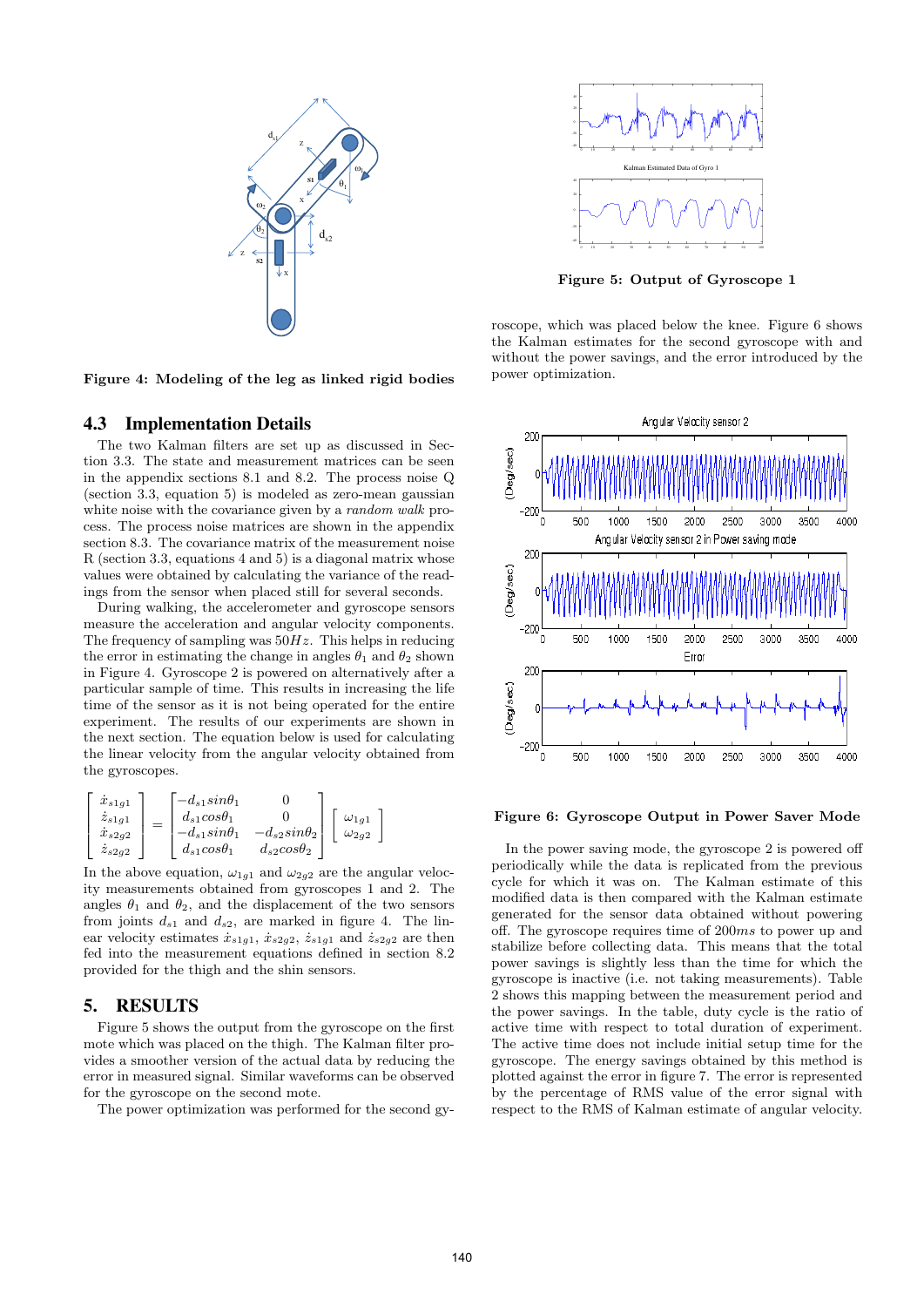Figure 4: Modeling of the leg as linked rigid bodies

## 4.3 Implementation Details

The two Kalman filters are set up as discussed in Section 3.3. The state and measurement matrices can be seen in the appendix sections 8.1 and 8.2. The process noise Q (section 3.3, equation 5) is modeled as zero-mean gaussian white noise with the covariance given by a *random walk* process. The process noise matrices are shown in the appendix section 8.3. The covariance matrix of the measurement noise R (section 3.3, equations 4 and 5) is a diagonal matrix whose values were obtained by calculating the variance of the readings from the sensor when placed still for several seconds.

During walking, the accelerometer and gyroscope sensors measure the acceleration and angular velocity components. The frequency of sampling was $50Hz$. This helps in reducing the error in estimating the change in angles $\theta_1$ and $\theta_2$ shown in Figure 4. Gyroscope 2 is powered on alternatively after a particular sample of time. This results in increasing the life time of the sensor as it is not being operated for the entire experiment. The results of our experiments are shown in the next section. The equation below is used for calculating the linear velocity from the angular velocity obtained from the gyroscopes.

$$\begin{bmatrix} \dot{x}_{s1g1} \\ \dot{z}_{s1g1} \\ \dot{x}_{s2g2} \\ \dot{z}_{s2g2} \end{bmatrix} = \begin{bmatrix} -d_{s1}sin\theta_1 & 0 \\ d_{s1}cos\theta_1 & 0 \\ -d_{s1}sin\theta_1 & -d_{s2}sin\theta_2 \\ d_{s1}cos\theta_1 & d_{s2}cos\theta_2 \end{bmatrix} \begin{bmatrix} \omega_{1g1} \\ \omega_{2g2} \end{bmatrix}$$

In the above equation, $\omega_{1g1}$ and $\omega_{2g2}$ are the angular velocity measurements obtained from gyroscopes 1 and 2. The angles $\theta_1$ and $\theta_2$, and the displacement of the two sensors from joints $d_{s1}$ and $d_{s2}$, are marked in figure 4. The linear velocity estimates $\dot{x}_{s1g1}$, $\dot{x}_{s2g2}$, $\dot{z}_{s1g1}$ and $\dot{z}_{s2g2}$ are then fed into the measurement equations defined in section 8.2 provided for the thigh and the shin sensors.

# 5. RESULTS

Figure 5 shows the output from the gyroscope on the first mote which was placed on the thigh. The Kalman filter provides a smoother version of the actual data by reducing the error in measured signal. Similar waveforms can be observed for the gyroscope on the second mote.

The power optimization was performed for the second gyroscope, which was placed below the knee. Figure 6 shows the Kalman estimates for the second gyroscope with and without the power savings, and the error introduced by the power optimization.

Figure 5: Output of Gyroscope 1

Figure 6: Gyroscope Output in Power Saver Mode

In the power saving mode, the gyroscope 2 is powered off periodically while the data is replicated from the previous cycle for which it was on. The Kalman estimate of this modified data is then compared with the Kalman estimate generated for the sensor data obtained without powering off. The gyroscope requires time of $200ms$ to power up and stabilize before collecting data. This means that the total power savings is slightly less than the time for which the gyroscope is inactive (i.e. not taking measurements). Table 2 shows this mapping between the measurement period and the power savings. In the table, duty cycle is the ratio of active time with respect to total duration of experiment. The active time does not include initial setup time for the gyroscope. The energy savings obtained by this method is plotted against the error in figure 7. The error is represented by the percentage of RMS value of the error signal with respect to the RMS of Kalman estimate of angular velocity.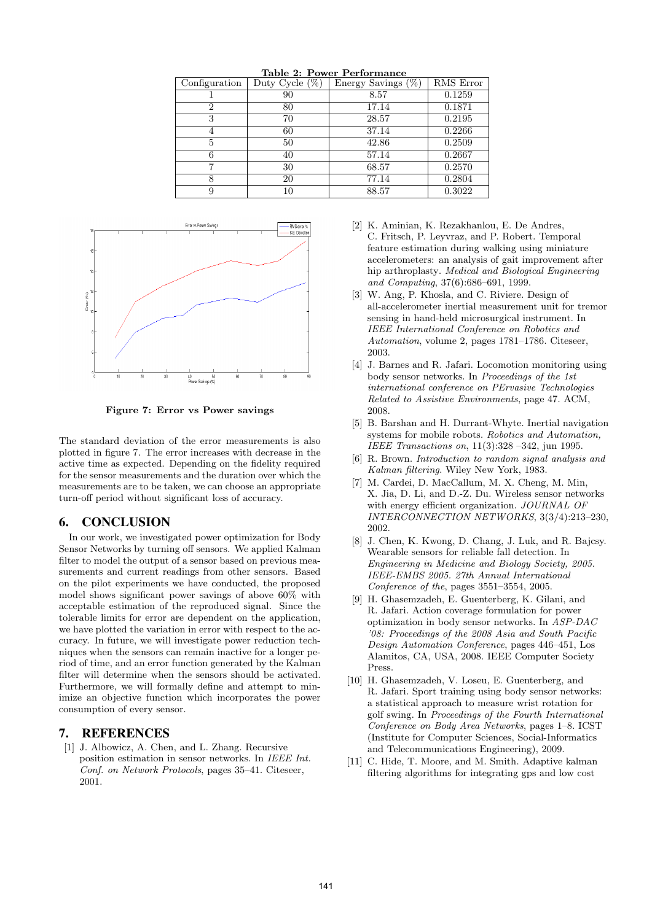**Table 2: Power Performance**

| Configuration | Duty Cycle (%) | Energy Savings (%) | RMS Error |
|---|---|---|---|
| 1 | 90 | 8.57 | 0.1259 |
| 2 | 80 | 17.14 | 0.1871 |
| 3 | 70 | 28.57 | 0.2195 |
| 4 | 60 | 37.14 | 0.2266 |
| 5 | 50 | 42.86 | 0.2509 |
| 6 | 40 | 57.14 | 0.2667 |
| 7 | 30 | 68.57 | 0.2570 |
| 8 | 20 | 77.14 | 0.2804 |
| 9 | 10 | 88.57 | 0.3022 |

**Figure 7: Error vs Power savings**

The standard deviation of the error measurements is also plotted in figure 7. The error increases with decrease in the active time as expected. Depending on the fidelity required for the sensor measurements and the duration over which the measurements are to be taken, we can choose an appropriate turn-off period without significant loss of accuracy.

## 6. CONCLUSION

In our work, we investigated power optimization for Body Sensor Networks by turning off sensors. We applied Kalman filter to model the output of a sensor based on previous measurements and current readings from other sensors. Based on the pilot experiments we have conducted, the proposed model shows significant power savings of above 60% with acceptable estimation of the reproduced signal. Since the tolerable limits for error are dependent on the application, we have plotted the variation in error with respect to the accuracy. In future, we will investigate power reduction techniques when the sensors can remain inactive for a longer period of time, and an error function generated by the Kalman filter will determine when the sensors should be activated. Furthermore, we will formally define and attempt to minimize an objective function which incorporates the power consumption of every sensor.

## 7. REFERENCES

[1] J. Albowicz, A. Chen, and L. Zhang. Recursive position estimation in sensor networks. In *IEEE Int. Conf. on Network Protocols*, pages 35–41. Citeseer, 2001.

[2] K. Aminian, K. Rezakhanlou, E. De Andres, C. Fritsch, P. Leyvraz, and P. Robert. Temporal feature estimation during walking using miniature accelerometers: an analysis of gait improvement after hip arthroplasty. *Medical and Biological Engineering and Computing*, 37(6):686–691, 1999.

[3] W. Ang, P. Khosla, and C. Riviere. Design of all-accelerometer inertial measurement unit for tremor sensing in hand-held microsurgical instrument. In *IEEE International Conference on Robotics and Automation*, volume 2, pages 1781–1786. Citeseer, 2003.

[4] J. Barnes and R. Jafari. Locomotion monitoring using body sensor networks. In *Proceedings of the 1st international conference on PErvasive Technologies Related to Assistive Environments*, page 47. ACM, 2008.

[5] B. Barshan and H. Durrant-Whyte. Inertial navigation systems for mobile robots. *Robotics and Automation, IEEE Transactions on*, 11(3):328 –342, jun 1995.

[6] R. Brown. *Introduction to random signal analysis and Kalman filtering*. Wiley New York, 1983.

[7] M. Cardei, D. MacCallum, M. X. Cheng, M. Min, X. Jia, D. Li, and D.-Z. Du. Wireless sensor networks with energy efficient organization. *JOURNAL OF INTERCONNECTION NETWORKS*, 3(3/4):213–230, 2002.

[8] J. Chen, K. Kwong, D. Chang, J. Luk, and R. Bajcsy. Wearable sensors for reliable fall detection. In *Engineering in Medicine and Biology Society, 2005. IEEE-EMBS 2005. 27th Annual International Conference of the*, pages 3551–3554, 2005.

[9] H. Ghasemzadeh, E. Guenterberg, K. Gilani, and R. Jafari. Action coverage formulation for power optimization in body sensor networks. In *ASP-DAC '08: Proceedings of the 2008 Asia and South Pacific Design Automation Conference*, pages 446–451, Los Alamitos, CA, USA, 2008. IEEE Computer Society Press.

[10] H. Ghasemzadeh, V. Loseu, E. Guenterberg, and R. Jafari. Sport training using body sensor networks: a statistical approach to measure wrist rotation for golf swing. In *Proceedings of the Fourth International Conference on Body Area Networks*, pages 1–8. ICST (Institute for Computer Sciences, Social-Informatics and Telecommunications Engineering), 2009.

[11] C. Hide, T. Moore, and M. Smith. Adaptive kalman filtering algorithms for integrating gps and low cost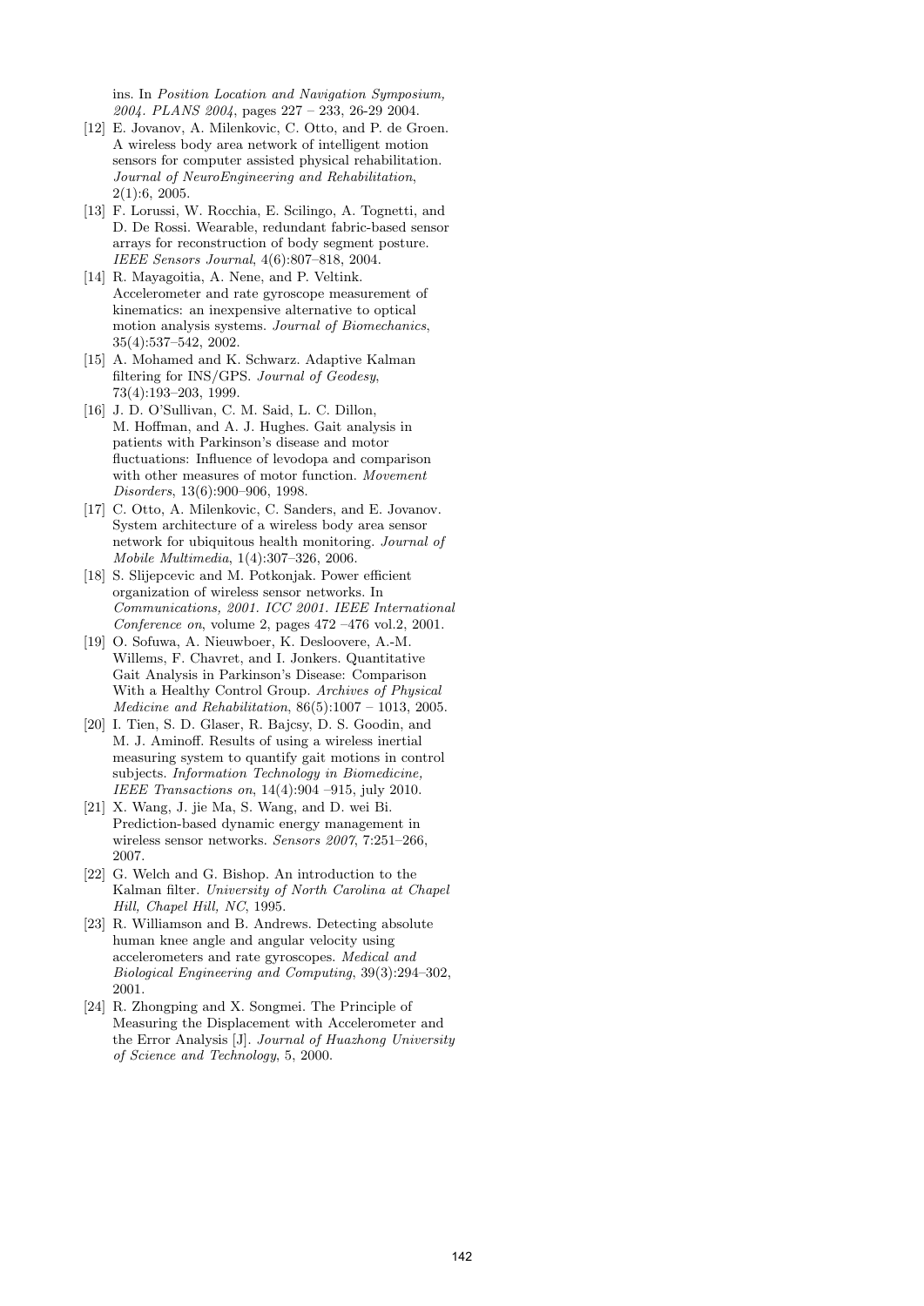ins. In *Position Location and Navigation Symposium, 2004. PLANS 2004*, pages 227 – 233, 26-29 2004.

[12] E. Jovanov, A. Milenkovic, C. Otto, and P. de Groen. A wireless body area network of intelligent motion sensors for computer assisted physical rehabilitation. *Journal of NeuroEngineering and Rehabilitation*, 2(1):6, 2005.

[13] F. Lorussi, W. Rocchia, E. Scilingo, A. Tognetti, and D. De Rossi. Wearable, redundant fabric-based sensor arrays for reconstruction of body segment posture. *IEEE Sensors Journal*, 4(6):807–818, 2004.

[14] R. Mayagoitia, A. Nene, and P. Veltink. Accelerometer and rate gyroscope measurement of kinematics: an inexpensive alternative to optical motion analysis systems. *Journal of Biomechanics*, 35(4):537–542, 2002.

[15] A. Mohamed and K. Schwarz. Adaptive Kalman filtering for INS/GPS. *Journal of Geodesy*, 73(4):193–203, 1999.

[16] J. D. O'Sullivan, C. M. Said, L. C. Dillon, M. Hoffman, and A. J. Hughes. Gait analysis in patients with Parkinson's disease and motor fluctuations: Influence of levodopa and comparison with other measures of motor function. *Movement Disorders*, 13(6):900–906, 1998.

[17] C. Otto, A. Milenkovic, C. Sanders, and E. Jovanov. System architecture of a wireless body area sensor network for ubiquitous health monitoring. *Journal of Mobile Multimedia*, 1(4):307–326, 2006.

[18] S. Slijepcevic and M. Potkonjak. Power efficient organization of wireless sensor networks. In *Communications, 2001. ICC 2001. IEEE International Conference on*, volume 2, pages 472 –476 vol.2, 2001.

[19] O. Sofuwa, A. Nieuwboer, K. Desloovere, A.-M. Willems, F. Chavret, and I. Jonkers. Quantitative Gait Analysis in Parkinson's Disease: Comparison With a Healthy Control Group. *Archives of Physical Medicine and Rehabilitation*, 86(5):1007 – 1013, 2005.

[20] I. Tien, S. D. Glaser, R. Bajcsy, D. S. Goodin, and M. J. Aminoff. Results of using a wireless inertial measuring system to quantify gait motions in control subjects. *Information Technology in Biomedicine, IEEE Transactions on*, 14(4):904 –915, july 2010.

[21] X. Wang, J. jie Ma, S. Wang, and D. wei Bi. Prediction-based dynamic energy management in wireless sensor networks. *Sensors 2007*, 7:251–266, 2007.

[22] G. Welch and G. Bishop. An introduction to the Kalman filter. *University of North Carolina at Chapel Hill, Chapel Hill, NC*, 1995.

[23] R. Williamson and B. Andrews. Detecting absolute human knee angle and angular velocity using accelerometers and rate gyroscopes. *Medical and Biological Engineering and Computing*, 39(3):294–302, 2001.

[24] R. Zhongping and X. Songmei. The Principle of Measuring the Displacement with Accelerometer and the Error Analysis [J]. *Journal of Huazhong University of Science and Technology*, 5, 2000.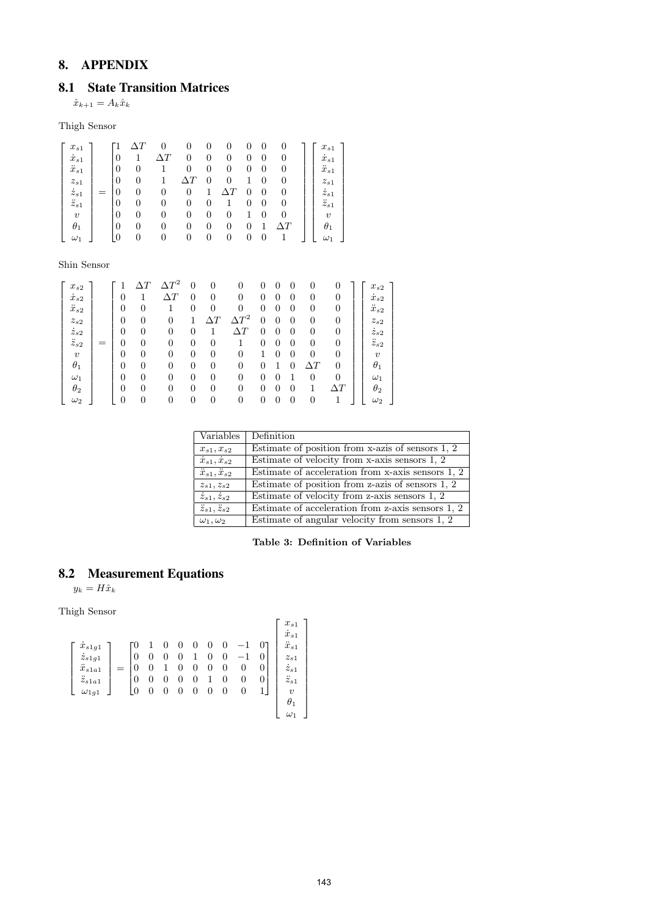# 8. APPENDIX

## 8.1 State Transition Matrices

$\hat{x}_{k+1} = A_k \hat{x}_k$

Thigh Sensor

$$
\begin{bmatrix} x_{s1} \\ \dot{x}_{s1} \\ \ddot{x}_{s1} \\ z_{s1} \\ \dot{z}_{s1} \\ \ddot{z}_{s1} \\ v \\ \theta_1 \\ \omega_1 \end{bmatrix} = \begin{bmatrix} \begin{bmatrix} 1 & \Delta T & 0 & 0 & 0 & 0 & 0 & 0 & 0 \\ 0 & 1 & \Delta T & 0 & 0 & 0 & 0 & 0 & 0 \\ 0 & 0 & 1 & 0 & 0 & 0 & 0 & 0 & 0 \\ 0 & 0 & 1 & \Delta T & 0 & 0 & 1 & 0 & 0 \\ 0 & 0 & 0 & 0 & 1 & \Delta T & 0 & 0 & 0 \\ 0 & 0 & 0 & 0 & 0 & 1 & 0 & 0 & 0 \\ 0 & 0 & 0 & 0 & 0 & 0 & 1 & 0 & 0 \\ 0 & 0 & 0 & 0 & 0 & 0 & 0 & 1 & \Delta T \\ 0 & 0 & 0 & 0 & 0 & 0 & 0 & 0 & 1 \end{bmatrix} \end{bmatrix} \begin{bmatrix} x_{s1} \\ \dot{x}_{s1} \\ \ddot{x}_{s1} \\ z_{s1} \\ \dot{z}_{s1} \\ \ddot{z}_{s1} \\ v \\ \theta_1 \\ \omega_1 \end{bmatrix}
$$

Shin Sensor

$$
\begin{bmatrix} x_{s2} \\ \dot{x}_{s2} \\ \ddot{x}_{s2} \\ z_{s2} \\ \dot{z}_{s2} \\ \ddot{z}_{s2} \\ v \\ \theta_1 \\ \omega_1 \\ \theta_2 \\ \omega_2 \end{bmatrix} = \begin{bmatrix} 1 & \Delta T & \Delta T^2 & 0 & 0 & 0 & 0 & 0 & 0 & 0 & 0 \\ 0 & 1 & \Delta T & 0 & 0 & 0 & 0 & 0 & 0 & 0 & 0 \\ 0 & 0 & 1 & 0 & 0 & 0 & 0 & 0 & 0 & 0 & 0 \\ 0 & 0 & 0 & 1 & \Delta T & \Delta T^2 & 0 & 0 & 0 & 0 & 0 \\ 0 & 0 & 0 & 0 & 1 & \Delta T & 0 & 0 & 0 & 0 & 0 \\ 0 & 0 & 0 & 0 & 0 & 1 & 0 & 0 & 0 & 0 & 0 \\ 0 & 0 & 0 & 0 & 0 & 0 & 1 & 0 & 0 & 0 & 0 \\ 0 & 0 & 0 & 0 & 0 & 0 & 0 & 1 & 0 & \Delta T & 0 \\ 0 & 0 & 0 & 0 & 0 & 0 & 0 & 0 & 1 & 0 & 0 \\ 0 & 0 & 0 & 0 & 0 & 0 & 0 & 0 & 0 & 1 & \Delta T \\ 0 & 0 & 0 & 0 & 0 & 0 & 0 & 0 & 0 & 0 & 1 \end{bmatrix} \begin{bmatrix} x_{s2} \\ \dot{x}_{s2} \\ \ddot{x}_{s2} \\ z_{s2} \\ \dot{z}_{s2} \\ \ddot{z}_{s2} \\ v \\ \theta_1 \\ \omega_1 \\ \theta_2 \\ \omega_2 \end{bmatrix}
$$

| Variables | Definition |
|---|---|
| $x_{s1}, x_{s2}$ | Estimate of position from x-azis of sensors 1, 2 |
| $\dot{x}_{s1}, \dot{x}_{s2}$ | Estimate of velocity from x-axis sensors 1, 2 |
| $\ddot{x}_{s1}, \ddot{x}_{s2}$ | Estimate of acceleration from x-axis sensors 1, 2 |
| $z_{s1}, z_{s2}$ | Estimate of position from z-azis of sensors 1, 2 |
| $\dot{z}_{s1}, \dot{z}_{s2}$ | Estimate of velocity from z-axis sensors 1, 2 |
| $\ddot{z}_{s1}, \ddot{z}_{s2}$ | Estimate of acceleration from z-axis sensors 1, 2 |
| $\omega_1, \omega_2$ | Estimate of angular velocity from sensors 1, 2 |

**Table 3: Definition of Variables**

## 8.2 Measurement Equations

$y_k = H\hat{x}_k$

Thigh Sensor

$$
\begin{bmatrix} \dot{x}_{s1g1} \\ \dot{z}_{s1g1} \\ \ddot{x}_{s1a1} \\ \ddot{z}_{s1a1} \\ \omega_{1g1} \end{bmatrix} = \begin{bmatrix} 0 & 1 & 0 & 0 & 0 & 0 & 0 & -1 & 0 \\ 0 & 0 & 0 & 0 & 1 & 0 & 0 & -1 & 0 \\ 0 & 0 & 1 & 0 & 0 & 0 & 0 & 0 & 0 \\ 0 & 0 & 0 & 0 & 0 & 1 & 0 & 0 & 0 \\ 0 & 0 & 0 & 0 & 0 & 0 & 0 & 0 & 1 \end{bmatrix} \begin{bmatrix} x_{s1} \\ \dot{x}_{s1} \\ \ddot{x}_{s1} \\ z_{s1} \\ \dot{z}_{s1} \\ \ddot{z}_{s1} \\ v \\ \theta_1 \\ \omega_1 \end{bmatrix}
$$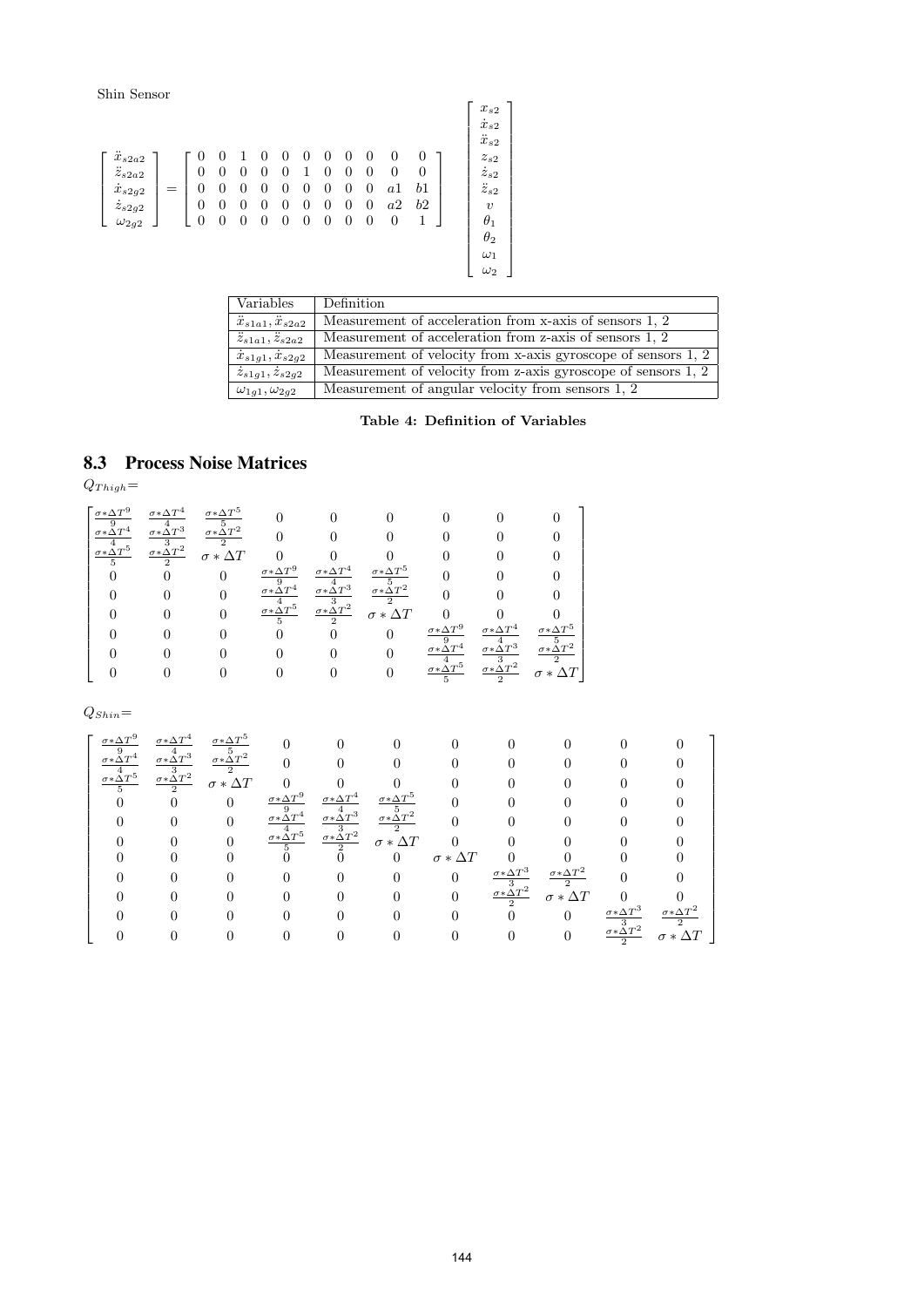Shin Sensor

$$
\begin{bmatrix} \ddot{x}_{s2a2} \\ \ddot{z}_{s2a2} \\ \dot{x}_{s2g2} \\ \dot{z}_{s2g2} \\ \omega_{2g2} \end{bmatrix} = \begin{bmatrix} 0 & 0 & 1 & 0 & 0 & 0 & 0 & 0 & 0 & 0 & 0 \\ 0 & 0 & 0 & 0 & 0 & 1 & 0 & 0 & 0 & 0 & 0 \\ 0 & 0 & 0 & 0 & 0 & 0 & 0 & 0 & 0 & a1 & b1 \\ 0 & 0 & 0 & 0 & 0 & 0 & 0 & 0 & 0 & a2 & b2 \\ 0 & 0 & 0 & 0 & 0 & 0 & 0 & 0 & 0 & 0 & 1 \end{bmatrix} \begin{bmatrix} x_{s2} \\ \dot{x}_{s2} \\ \ddot{x}_{s2} \\ z_{s2} \\ \dot{z}_{s2} \\ \ddot{z}_{s2} \\ v \\ \theta_1 \\ \theta_2 \\ \omega_1 \\ \omega_2 \end{bmatrix}
$$

| Variables | Definition |
|---|---|
| $\ddot{x}_{s1a1}, \ddot{x}_{s2a2}$ | Measurement of acceleration from x-axis of sensors 1, 2 |
| $\ddot{z}_{s1a1}, \ddot{z}_{s2a2}$ | Measurement of acceleration from z-axis of sensors 1, 2 |
| $\dot{x}_{s1g1}, \dot{x}_{s2g2}$ | Measurement of velocity from x-axis gyroscope of sensors 1, 2 |
| $\dot{z}_{s1g1}, \dot{z}_{s2g2}$ | Measurement of velocity from z-axis gyroscope of sensors 1, 2 |
| $\omega_{1g1}, \omega_{2g2}$ | Measurement of angular velocity from sensors 1, 2 |

**Table 4: Definition of Variables**

## 8.3 Process Noise Matrices

$Q_{Thigh}$=

$$
\begin{bmatrix}
\frac{\sigma*\Delta T^9}{9} & \frac{\sigma*\Delta T^4}{4} & \frac{\sigma*\Delta T^5}{5} & 0 & 0 & 0 & 0 & 0 & 0 \\
\frac{\sigma*\Delta T^4}{4} & \frac{\sigma*\Delta T^3}{3} & \frac{\sigma*\Delta T^2}{2} & 0 & 0 & 0 & 0 & 0 & 0 \\
\frac{\sigma*\Delta T^5}{5} & \frac{\sigma*\Delta T^2}{2} & \sigma*\Delta T & 0 & 0 & 0 & 0 & 0 & 0 \\
0 & 0 & 0 & \frac{\sigma*\Delta T^9}{9} & \frac{\sigma*\Delta T^4}{4} & \frac{\sigma*\Delta T^5}{5} & 0 & 0 & 0 \\
0 & 0 & 0 & \frac{\sigma*\Delta T^4}{4} & \frac{\sigma*\Delta T^3}{3} & \frac{\sigma*\Delta T^2}{2} & 0 & 0 & 0 \\
0 & 0 & 0 & \frac{\sigma*\Delta T^5}{5} & \frac{\sigma*\Delta T^2}{2} & \sigma*\Delta T & 0 & 0 & 0 \\
0 & 0 & 0 & 0 & 0 & 0 & \frac{\sigma*\Delta T^9}{9} & \frac{\sigma*\Delta T^4}{4} & \frac{\sigma*\Delta T^5}{5} \\
0 & 0 & 0 & 0 & 0 & 0 & \frac{\sigma*\Delta T^4}{4} & \frac{\sigma*\Delta T^3}{3} & \frac{\sigma*\Delta T^2}{2} \\
0 & 0 & 0 & 0 & 0 & 0 & \frac{\sigma*\Delta T^5}{5} & \frac{\sigma*\Delta T^2}{2} & \sigma*\Delta T
\end{bmatrix}
$$

$Q_{Shin}$=

$$
\begin{bmatrix}
\frac{\sigma*\Delta T^9}{9} & \frac{\sigma*\Delta T^4}{4} & \frac{\sigma*\Delta T^5}{5} & 0 & 0 & 0 & 0 & 0 & 0 & 0 & 0 \\
\frac{\sigma*\Delta T^4}{4} & \frac{\sigma*\Delta T^3}{3} & \frac{\sigma*\Delta T^2}{2} & 0 & 0 & 0 & 0 & 0 & 0 & 0 & 0 \\
\frac{\sigma*\Delta T^5}{5} & \frac{\sigma*\Delta T^2}{2} & \sigma*\Delta T & 0 & 0 & 0 & 0 & 0 & 0 & 0 & 0 \\
0 & 0 & 0 & \frac{\sigma*\Delta T^9}{9} & \frac{\sigma*\Delta T^4}{4} & \frac{\sigma*\Delta T^5}{5} & 0 & 0 & 0 & 0 & 0 \\
0 & 0 & 0 & \frac{\sigma*\Delta T^4}{4} & \frac{\sigma*\Delta T^3}{3} & \frac{\sigma*\Delta T^2}{2} & 0 & 0 & 0 & 0 & 0 \\
0 & 0 & 0 & \frac{\sigma*\Delta T^5}{5} & \frac{\sigma*\Delta T^2}{2} & \sigma*\Delta T & 0 & 0 & 0 & 0 & 0 \\
0 & 0 & 0 & 0 & 0 & 0 & \sigma*\Delta T & 0 & 0 & 0 & 0 \\
0 & 0 & 0 & 0 & 0 & 0 & 0 & \frac{\sigma*\Delta T^3}{3} & \frac{\sigma*\Delta T^2}{2} & 0 & 0 \\
0 & 0 & 0 & 0 & 0 & 0 & 0 & \frac{\sigma*\Delta T^2}{2} & \sigma*\Delta T & 0 & 0 \\
0 & 0 & 0 & 0 & 0 & 0 & 0 & 0 & 0 & \frac{\sigma*\Delta T^3}{3} & \frac{\sigma*\Delta T^2}{2} \\
0 & 0 & 0 & 0 & 0 & 0 & 0 & 0 & 0 & \frac{\sigma*\Delta T^2}{2} & \sigma*\Delta T
\end{bmatrix}
$$